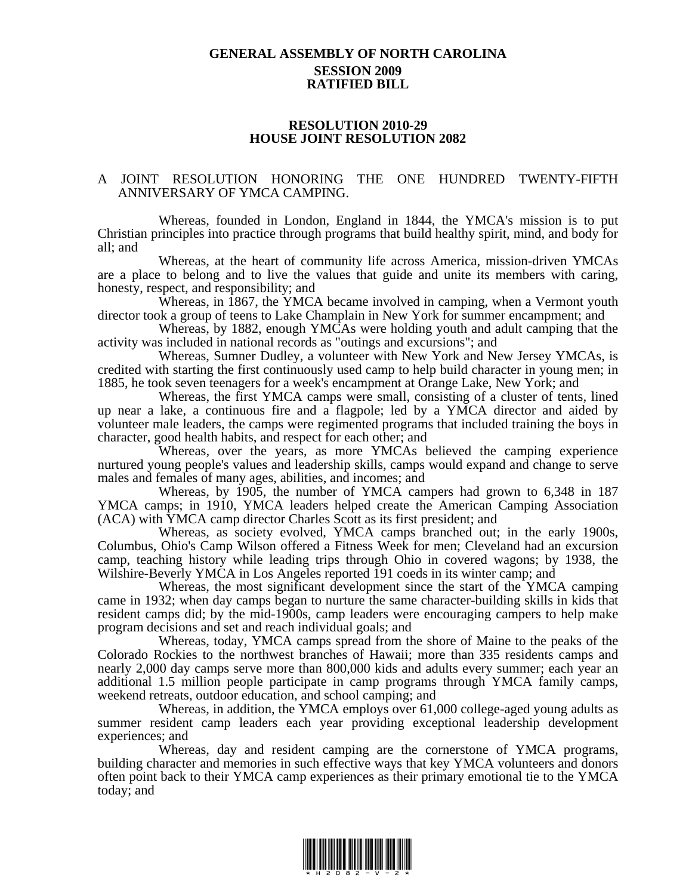**GENERAL ASSEMBLY OF NORTH CAROLINA**
**SESSION 2009**
**RATIFIED BILL**

**RESOLUTION 2010-29**
**HOUSE JOINT RESOLUTION 2082**

A JOINT RESOLUTION HONORING THE ONE HUNDRED TWENTY-FIFTH ANNIVERSARY OF YMCA CAMPING.

Whereas, founded in London, England in 1844, the YMCA's mission is to put Christian principles into practice through programs that build healthy spirit, mind, and body for all; and

Whereas, at the heart of community life across America, mission-driven YMCAs are a place to belong and to live the values that guide and unite its members with caring, honesty, respect, and responsibility; and

Whereas, in 1867, the YMCA became involved in camping, when a Vermont youth director took a group of teens to Lake Champlain in New York for summer encampment; and

Whereas, by 1882, enough YMCAs were holding youth and adult camping that the activity was included in national records as "outings and excursions"; and

Whereas, Sumner Dudley, a volunteer with New York and New Jersey YMCAs, is credited with starting the first continuously used camp to help build character in young men; in 1885, he took seven teenagers for a week's encampment at Orange Lake, New York; and

Whereas, the first YMCA camps were small, consisting of a cluster of tents, lined up near a lake, a continuous fire and a flagpole; led by a YMCA director and aided by volunteer male leaders, the camps were regimented programs that included training the boys in character, good health habits, and respect for each other; and

Whereas, over the years, as more YMCAs believed the camping experience nurtured young people's values and leadership skills, camps would expand and change to serve males and females of many ages, abilities, and incomes; and

Whereas, by 1905, the number of YMCA campers had grown to 6,348 in 187 YMCA camps; in 1910, YMCA leaders helped create the American Camping Association (ACA) with YMCA camp director Charles Scott as its first president; and

Whereas, as society evolved, YMCA camps branched out; in the early 1900s, Columbus, Ohio's Camp Wilson offered a Fitness Week for men; Cleveland had an excursion camp, teaching history while leading trips through Ohio in covered wagons; by 1938, the Wilshire-Beverly YMCA in Los Angeles reported 191 coeds in its winter camp; and

Whereas, the most significant development since the start of the YMCA camping came in 1932; when day camps began to nurture the same character-building skills in kids that resident camps did; by the mid-1900s, camp leaders were encouraging campers to help make program decisions and set and reach individual goals; and

Whereas, today, YMCA camps spread from the shore of Maine to the peaks of the Colorado Rockies to the northwest branches of Hawaii; more than 335 residents camps and nearly 2,000 day camps serve more than 800,000 kids and adults every summer; each year an additional 1.5 million people participate in camp programs through YMCA family camps, weekend retreats, outdoor education, and school camping; and

Whereas, in addition, the YMCA employs over 61,000 college-aged young adults as summer resident camp leaders each year providing exceptional leadership development experiences; and

Whereas, day and resident camping are the cornerstone of YMCA programs, building character and memories in such effective ways that key YMCA volunteers and donors often point back to their YMCA camp experiences as their primary emotional tie to the YMCA today; and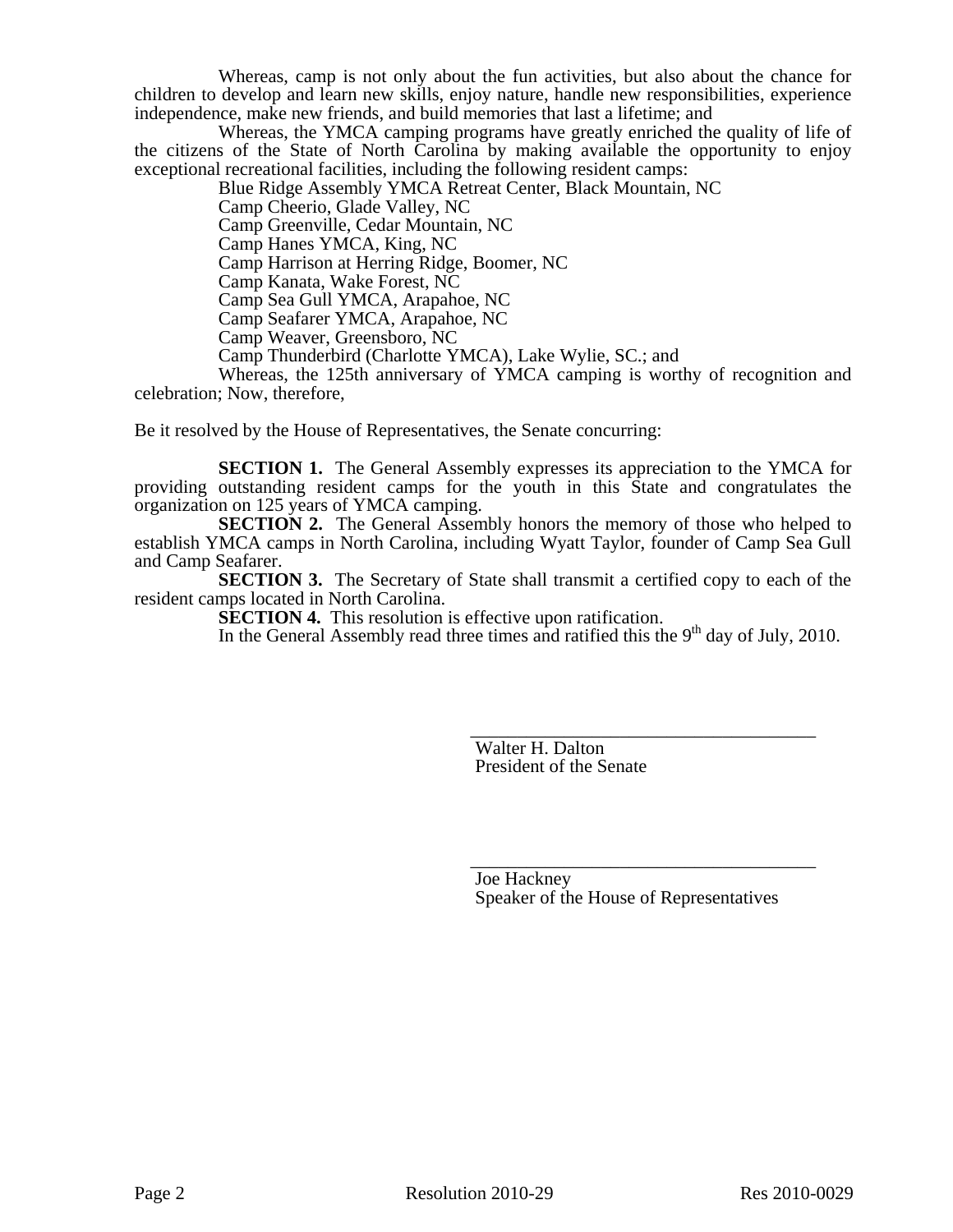Whereas, camp is not only about the fun activities, but also about the chance for children to develop and learn new skills, enjoy nature, handle new responsibilities, experience independence, make new friends, and build memories that last a lifetime; and

Whereas, the YMCA camping programs have greatly enriched the quality of life of the citizens of the State of North Carolina by making available the opportunity to enjoy exceptional recreational facilities, including the following resident camps:

Blue Ridge Assembly YMCA Retreat Center, Black Mountain, NC
Camp Cheerio, Glade Valley, NC
Camp Greenville, Cedar Mountain, NC
Camp Hanes YMCA, King, NC
Camp Harrison at Herring Ridge, Boomer, NC
Camp Kanata, Wake Forest, NC
Camp Sea Gull YMCA, Arapahoe, NC
Camp Seafarer YMCA, Arapahoe, NC
Camp Weaver, Greensboro, NC
Camp Thunderbird (Charlotte YMCA), Lake Wylie, SC.; and

Whereas, the 125th anniversary of YMCA camping is worthy of recognition and celebration; Now, therefore,

Be it resolved by the House of Representatives, the Senate concurring:

**SECTION 1.** The General Assembly expresses its appreciation to the YMCA for providing outstanding resident camps for the youth in this State and congratulates the organization on 125 years of YMCA camping.

**SECTION 2.** The General Assembly honors the memory of those who helped to establish YMCA camps in North Carolina, including Wyatt Taylor, founder of Camp Sea Gull and Camp Seafarer.

**SECTION 3.** The Secretary of State shall transmit a certified copy to each of the resident camps located in North Carolina.

**SECTION 4.** This resolution is effective upon ratification.

In the General Assembly read three times and ratified this the 9th day of July, 2010.

\_\_\_\_\_\_\_\_\_\_\_\_\_\_\_\_\_\_\_\_\_\_\_\_\_\_\_\_\_\_\_\_\_\_\_\_\_\_
Walter H. Dalton
President of the Senate

\_\_\_\_\_\_\_\_\_\_\_\_\_\_\_\_\_\_\_\_\_\_\_\_\_\_\_\_\_\_\_\_\_\_\_\_\_\_
Joe Hackney
Speaker of the House of Representatives